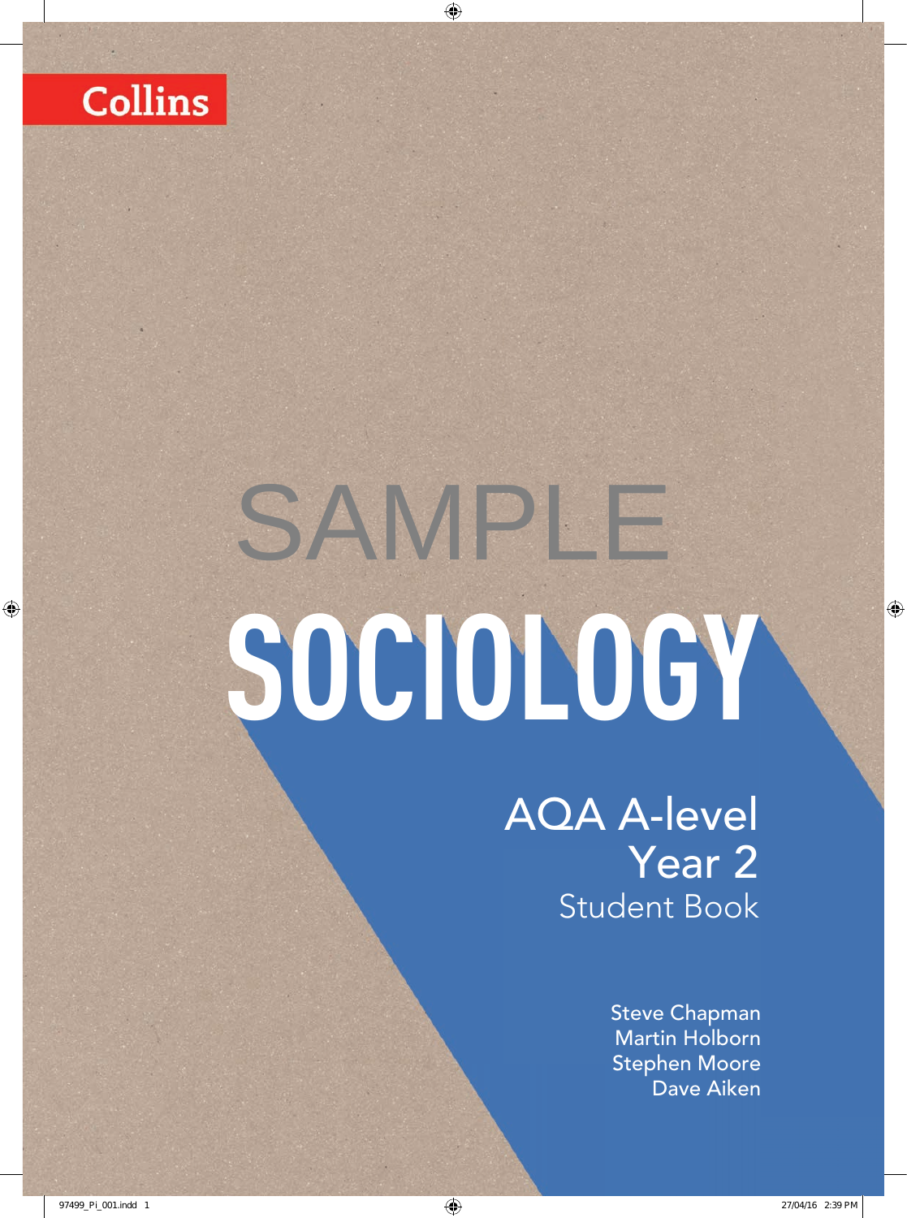Collins

SAMPLE

# SOCIOLOGY

## AQA A-level Year 2

### Student Book

Steve Chapman
Martin Holborn
Stephen Moore
Dave Aiken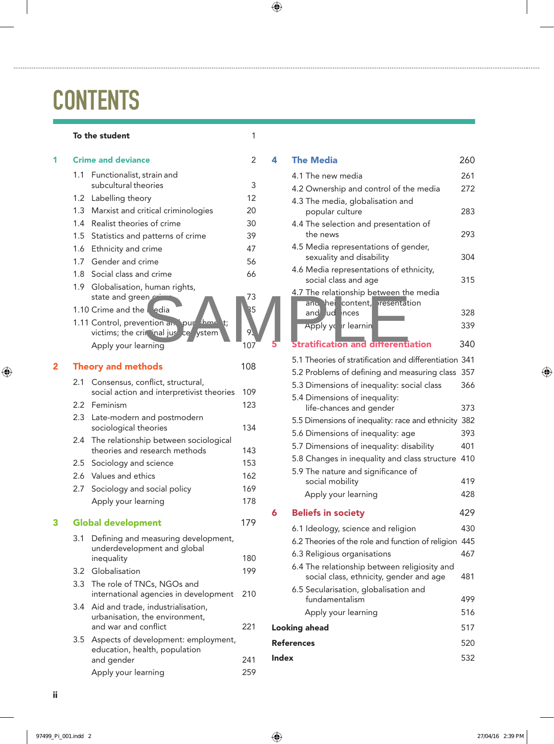# CONTENTS

| | | |
|---|---|---|
| | **To the student** | 1 |
| **1** | **Crime and deviance** | **2** |
| 1.1 | Functionalist, strain and subcultural theories | 3 |
| 1.2 | Labelling theory | 12 |
| 1.3 | Marxist and critical criminologies | 20 |
| 1.4 | Realist theories of crime | 30 |
| 1.5 | Statistics and patterns of crime | 39 |
| 1.6 | Ethnicity and crime | 47 |
| 1.7 | Gender and crime | 56 |
| 1.8 | Social class and crime | 66 |
| 1.9 | Globalisation, human rights, state and green crime | 73 |
| 1.10 | Crime and the media | 85 |
| 1.11 | Control, prevention and punishment; victims; the criminal justice system | 9 |
| | Apply your learning | 107 |
| **2** | **Theory and methods** | **108** |
| 2.1 | Consensus, conflict, structural, social action and interpretivist theories | 109 |
| 2.2 | Feminism | 123 |
| 2.3 | Late-modern and postmodern sociological theories | 134 |
| 2.4 | The relationship between sociological theories and research methods | 143 |
| 2.5 | Sociology and science | 153 |
| 2.6 | Values and ethics | 162 |
| 2.7 | Sociology and social policy | 169 |
| | Apply your learning | 178 |
| **3** | **Global development** | **179** |
| 3.1 | Defining and measuring development, underdevelopment and global inequality | 180 |
| 3.2 | Globalisation | 199 |
| 3.3 | The role of TNCs, NGOs and international agencies in development | 210 |
| 3.4 | Aid and trade, industrialisation, urbanisation, the environment, and war and conflict | 221 |
| 3.5 | Aspects of development: employment, education, health, population and gender | 241 |
| | Apply your learning | 259 |
| **4** | **The Media** | **260** |
| 4.1 | The new media | 261 |
| 4.2 | Ownership and control of the media | 272 |
| 4.3 | The media, globalisation and popular culture | 283 |
| 4.4 | The selection and presentation of the news | 293 |
| 4.5 | Media representations of gender, sexuality and disability | 304 |
| 4.6 | Media representations of ethnicity, social class and age | 315 |
| 4.7 | The relationship between the media and their content, presentation and audiences | 328 |
| | Apply your learning | 339 |
| **5** | **Stratification and differentiation** | **340** |
| 5.1 | Theories of stratification and differentiation | 341 |
| 5.2 | Problems of defining and measuring class | 357 |
| 5.3 | Dimensions of inequality: social class | 366 |
| 5.4 | Dimensions of inequality: life-chances and gender | 373 |
| 5.5 | Dimensions of inequality: race and ethnicity | 382 |
| 5.6 | Dimensions of inequality: age | 393 |
| 5.7 | Dimensions of inequality: disability | 401 |
| 5.8 | Changes in inequality and class structure | 410 |
| 5.9 | The nature and significance of social mobility | 419 |
| | Apply your learning | 428 |
| **6** | **Beliefs in society** | **429** |
| 6.1 | Ideology, science and religion | 430 |
| 6.2 | Theories of the role and function of religion | 445 |
| 6.3 | Religious organisations | 467 |
| 6.4 | The relationship between religiosity and social class, ethnicity, gender and age | 481 |
| 6.5 | Secularisation, globalisation and fundamentalism | 499 |
| | Apply your learning | 516 |
| | **Looking ahead** | 517 |
| | **References** | 520 |
| | **Index** | 532 |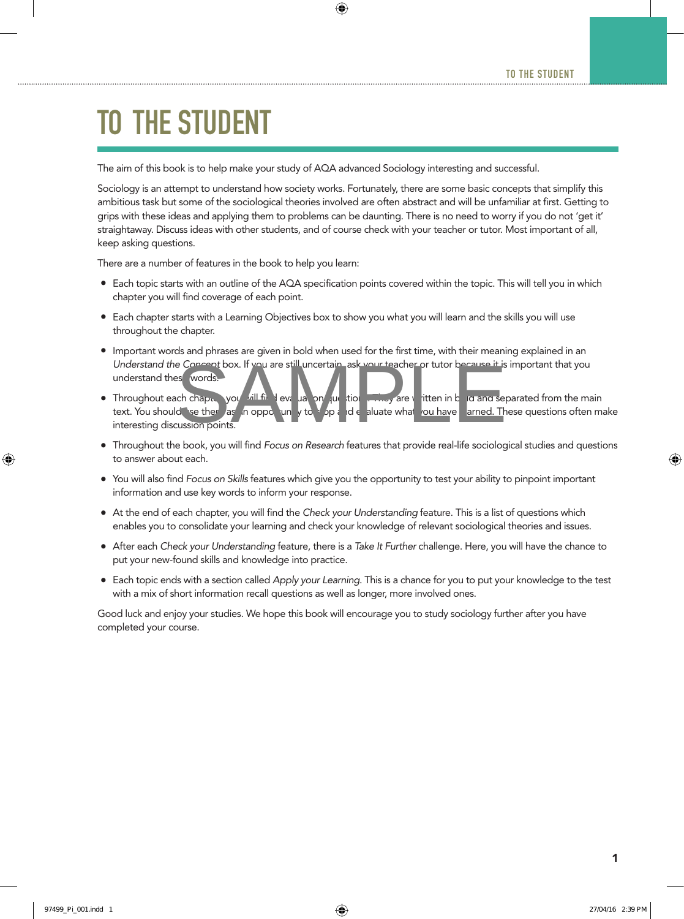# TO THE STUDENT

The aim of this book is to help make your study of AQA advanced Sociology interesting and successful.

Sociology is an attempt to understand how society works. Fortunately, there are some basic concepts that simplify this ambitious task but some of the sociological theories involved are often abstract and will be unfamiliar at first. Getting to grips with these ideas and applying them to problems can be daunting. There is no need to worry if you do not 'get it' straightaway. Discuss ideas with other students, and of course check with your teacher or tutor. Most important of all, keep asking questions.

There are a number of features in the book to help you learn:

- Each topic starts with an outline of the AQA specification points covered within the topic. This will tell you in which chapter you will find coverage of each point.
- Each chapter starts with a Learning Objectives box to show you what you will learn and the skills you will use throughout the chapter.
- Important words and phrases are given in bold when used for the first time, with their meaning explained in an *Understand the Concept* box. If you are still uncertain, ask your teacher or tutor because it is important that you understand these words.
- Throughout each chapter, you will find evaluation questions. They are written in bold and separated from the main text. You should use them as an opportunity to stop and evaluate what you have learned. These questions often make interesting discussion points.
- Throughout the book, you will find *Focus on Research* features that provide real-life sociological studies and questions to answer about each.
- You will also find *Focus on Skills* features which give you the opportunity to test your ability to pinpoint important information and use key words to inform your response.
- At the end of each chapter, you will find the *Check your Understanding* feature. This is a list of questions which enables you to consolidate your learning and check your knowledge of relevant sociological theories and issues.
- After each *Check your Understanding* feature, there is a *Take It Further* challenge. Here, you will have the chance to put your new-found skills and knowledge into practice.
- Each topic ends with a section called *Apply your Learning*. This is a chance for you to put your knowledge to the test with a mix of short information recall questions as well as longer, more involved ones.

Good luck and enjoy your studies. We hope this book will encourage you to study sociology further after you have completed your course.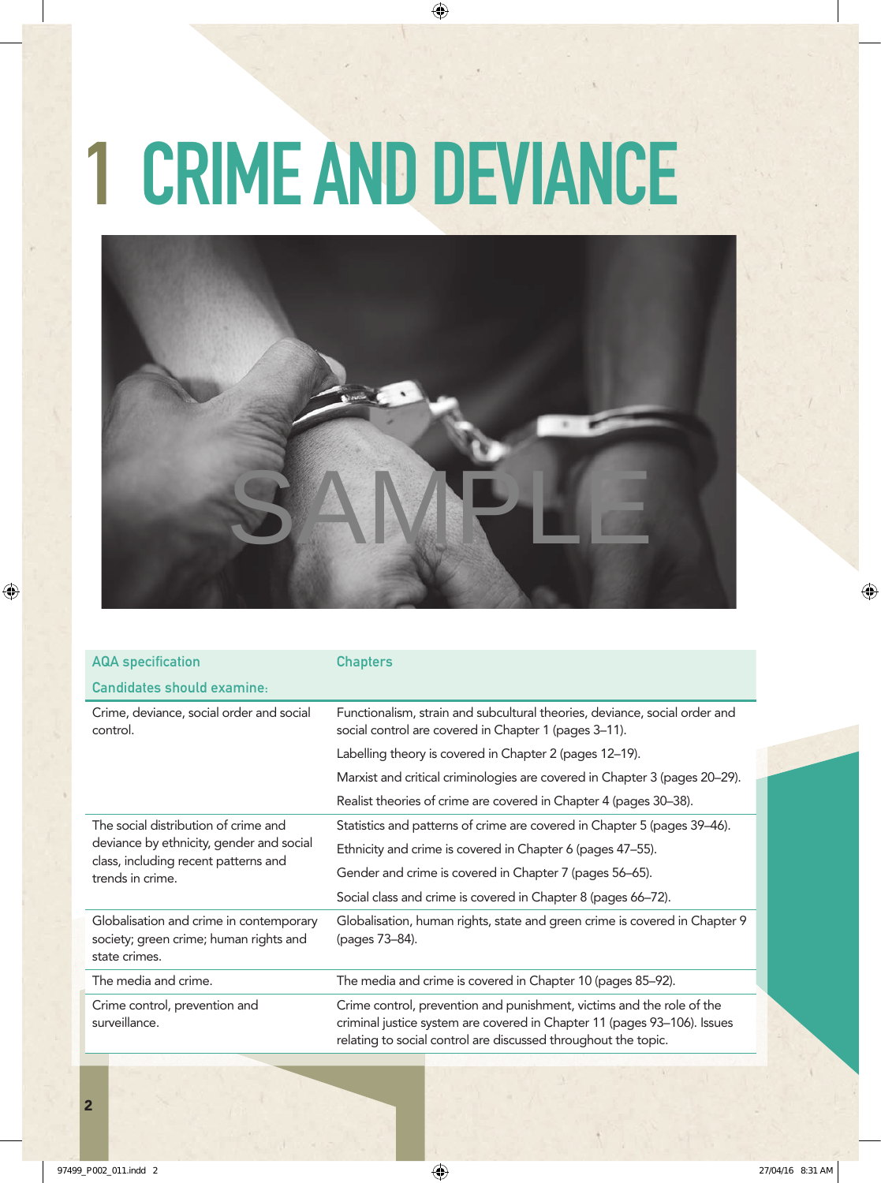# 1 CRIME AND DEVIANCE

| AQA specification<br>Candidates should examine: | Chapters |
|---|---|
| Crime, deviance, social order and social control. | Functionalism, strain and subcultural theories, deviance, social order and social control are covered in Chapter 1 (pages 3–11).<br>Labelling theory is covered in Chapter 2 (pages 12–19).<br>Marxist and critical criminologies are covered in Chapter 3 (pages 20–29).<br>Realist theories of crime are covered in Chapter 4 (pages 30–38). |
| The social distribution of crime and deviance by ethnicity, gender and social class, including recent patterns and trends in crime. | Statistics and patterns of crime are covered in Chapter 5 (pages 39–46).<br>Ethnicity and crime is covered in Chapter 6 (pages 47–55).<br>Gender and crime is covered in Chapter 7 (pages 56–65).<br>Social class and crime is covered in Chapter 8 (pages 66–72). |
| Globalisation and crime in contemporary society; green crime; human rights and state crimes. | Globalisation, human rights, state and green crime is covered in Chapter 9 (pages 73–84). |
| The media and crime. | The media and crime is covered in Chapter 10 (pages 85–92). |
| Crime control, prevention and surveillance. | Crime control, prevention and punishment, victims and the role of the criminal justice system are covered in Chapter 11 (pages 93–106). Issues relating to social control are discussed throughout the topic. |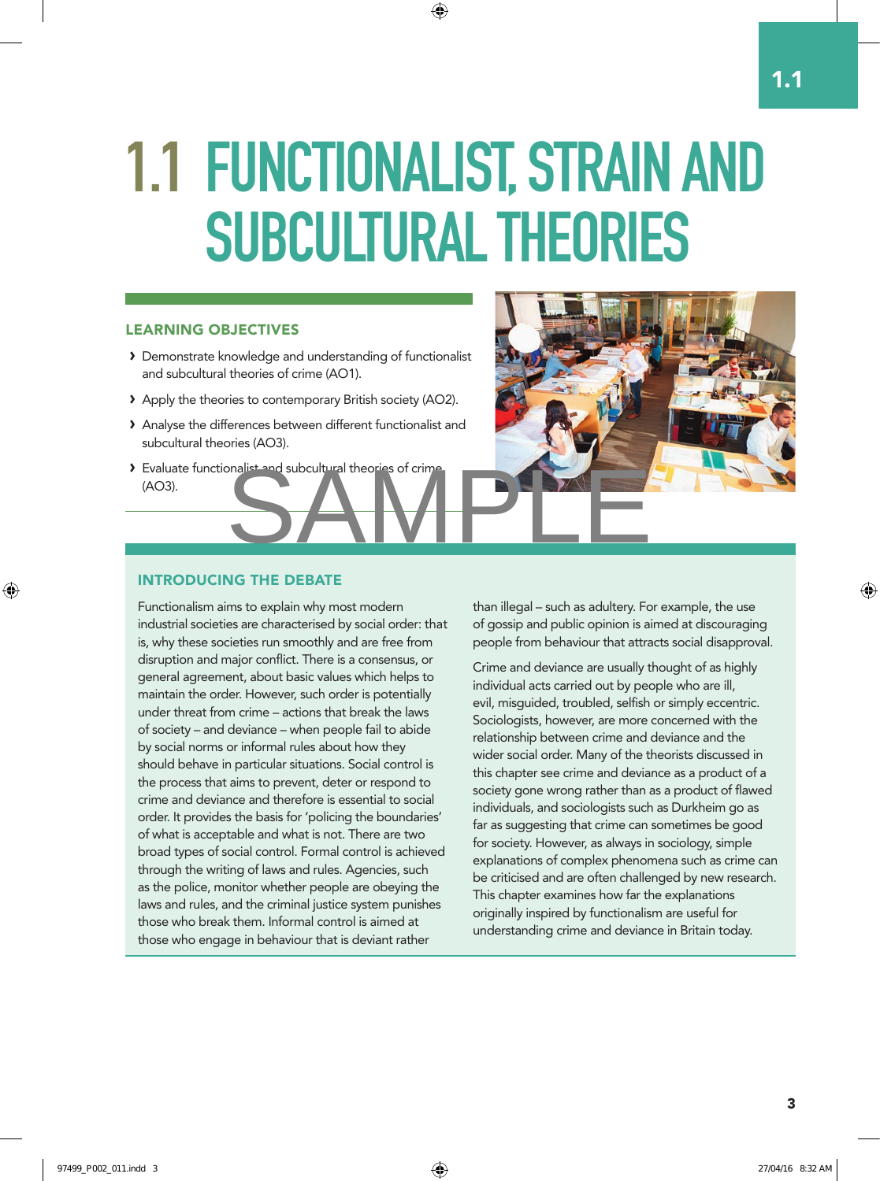# 1.1 FUNCTIONALIST, STRAIN AND SUBCULTURAL THEORIES

## LEARNING OBJECTIVES

- Demonstrate knowledge and understanding of functionalist and subcultural theories of crime (AO1).
- Apply the theories to contemporary British society (AO2).
- Analyse the differences between different functionalist and subcultural theories (AO3).
- Evaluate functionalist and subcultural theories of crime (AO3).

## INTRODUCING THE DEBATE

Functionalism aims to explain why most modern industrial societies are characterised by social order: that is, why these societies run smoothly and are free from disruption and major conflict. There is a consensus, or general agreement, about basic values which helps to maintain the order. However, such order is potentially under threat from crime – actions that break the laws of society – and deviance – when people fail to abide by social norms or informal rules about how they should behave in particular situations. Social control is the process that aims to prevent, deter or respond to crime and deviance and therefore is essential to social order. It provides the basis for 'policing the boundaries' of what is acceptable and what is not. There are two broad types of social control. Formal control is achieved through the writing of laws and rules. Agencies, such as the police, monitor whether people are obeying the laws and rules, and the criminal justice system punishes those who break them. Informal control is aimed at those who engage in behaviour that is deviant rather than illegal – such as adultery. For example, the use of gossip and public opinion is aimed at discouraging people from behaviour that attracts social disapproval.

Crime and deviance are usually thought of as highly individual acts carried out by people who are ill, evil, misguided, troubled, selfish or simply eccentric. Sociologists, however, are more concerned with the relationship between crime and deviance and the wider social order. Many of the theorists discussed in this chapter see crime and deviance as a product of a society gone wrong rather than as a product of flawed individuals, and sociologists such as Durkheim go as far as suggesting that crime can sometimes be good for society. However, as always in sociology, simple explanations of complex phenomena such as crime can be criticised and are often challenged by new research. This chapter examines how far the explanations originally inspired by functionalism are useful for understanding crime and deviance in Britain today.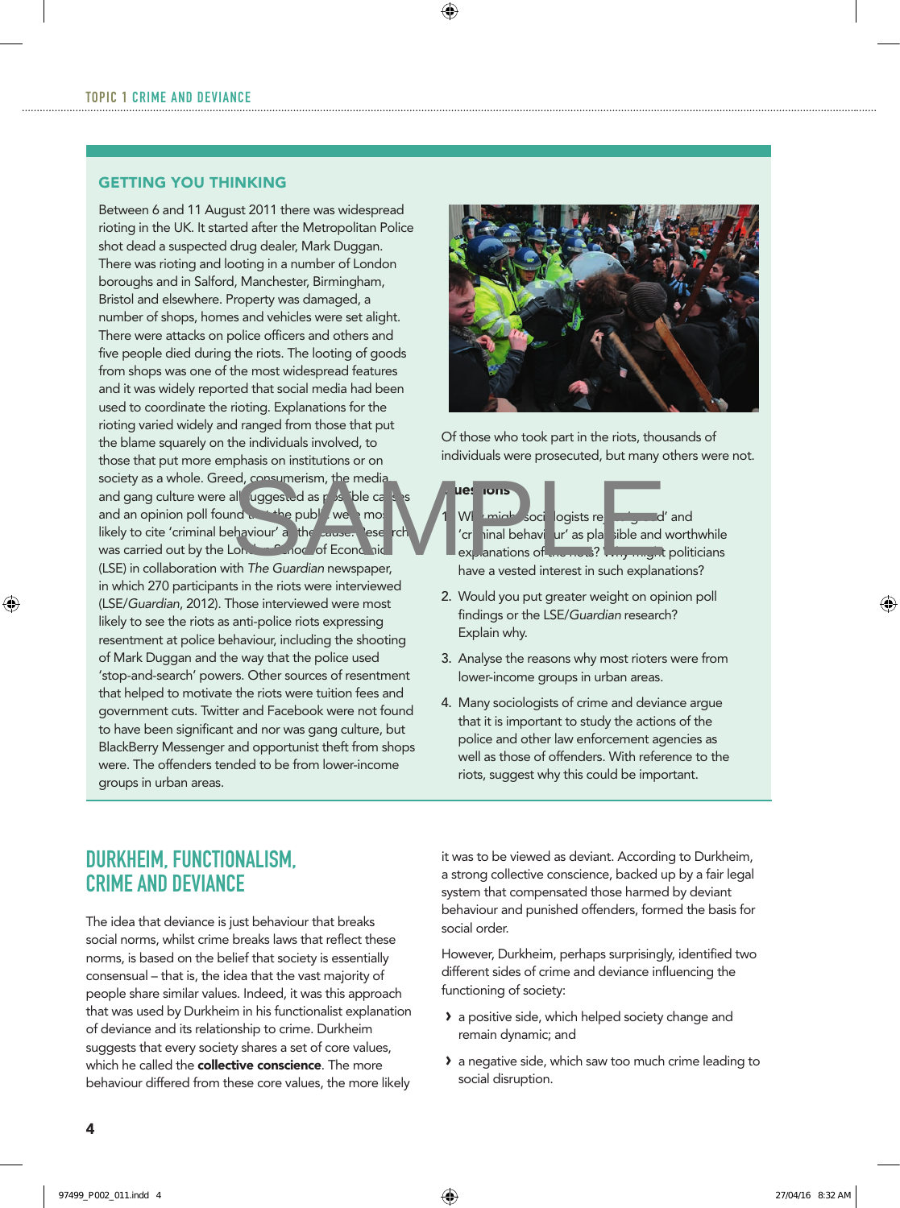## GETTING YOU THINKING

Between 6 and 11 August 2011 there was widespread rioting in the UK. It started after the Metropolitan Police shot dead a suspected drug dealer, Mark Duggan. There was rioting and looting in a number of London boroughs and in Salford, Manchester, Birmingham, Bristol and elsewhere. Property was damaged, a number of shops, homes and vehicles were set alight. There were attacks on police officers and others and five people died during the riots. The looting of goods from shops was one of the most widespread features and it was widely reported that social media had been used to coordinate the rioting. Explanations for the rioting varied widely and ranged from those that put the blame squarely on the individuals involved, to those that put more emphasis on institutions or on society as a whole. Greed, consumerism, the media and gang culture were all suggested as possible causes and an opinion poll found that the public were most likely to cite 'criminal behaviour' as the cause. Research was carried out by the London School of Economics (LSE) in collaboration with *The Guardian* newspaper, in which 270 participants in the riots were interviewed (LSE/*Guardian*, 2012). Those interviewed were most likely to see the riots as anti-police riots expressing resentment at police behaviour, including the shooting of Mark Duggan and the way that the police used 'stop-and-search' powers. Other sources of resentment that helped to motivate the riots were tuition fees and government cuts. Twitter and Facebook were not found to have been significant and nor was gang culture, but BlackBerry Messenger and opportunist theft from shops were. The offenders tended to be from lower-income groups in urban areas.

Of those who took part in the riots, thousands of individuals were prosecuted, but many others were not.

### Questions

1. Which sociologists regarded 'greed' and 'criminal behaviour' as plausible and worthwhile explanations of the riots? Why might politicians have a vested interest in such explanations?
2. Would you put greater weight on opinion poll findings or the LSE/*Guardian* research? Explain why.
3. Analyse the reasons why most rioters were from lower-income groups in urban areas.
4. Many sociologists of crime and deviance argue that it is important to study the actions of the police and other law enforcement agencies as well as those of offenders. With reference to the riots, suggest why this could be important.

## DURKHEIM, FUNCTIONALISM, CRIME AND DEVIANCE

The idea that deviance is just behaviour that breaks social norms, whilst crime breaks laws that reflect these norms, is based on the belief that society is essentially consensual – that is, the idea that the vast majority of people share similar values. Indeed, it was this approach that was used by Durkheim in his functionalist explanation of deviance and its relationship to crime. Durkheim suggests that every society shares a set of core values, which he called the **collective conscience**. The more behaviour differed from these core values, the more likely it was to be viewed as deviant. According to Durkheim, a strong collective conscience, backed up by a fair legal system that compensated those harmed by deviant behaviour and punished offenders, formed the basis for social order.

However, Durkheim, perhaps surprisingly, identified two different sides of crime and deviance influencing the functioning of society:

- a positive side, which helped society change and remain dynamic; and
- a negative side, which saw too much crime leading to social disruption.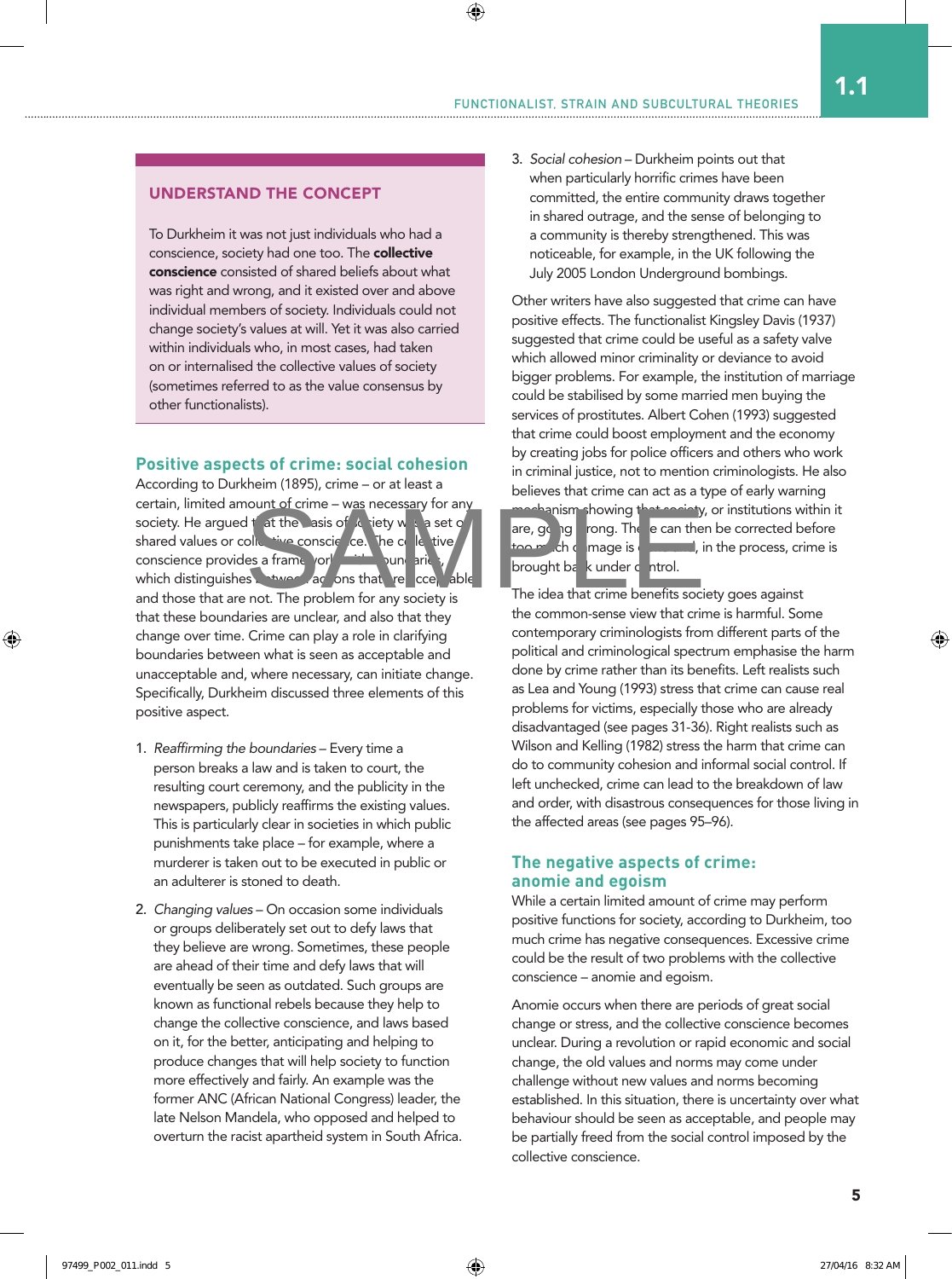## UNDERSTAND THE CONCEPT

To Durkheim it was not just individuals who had a conscience, society had one too. The **collective conscience** consisted of shared beliefs about what was right and wrong, and it existed over and above individual members of society. Individuals could not change society's values at will. Yet it was also carried within individuals who, in most cases, had taken on or internalised the collective values of society (sometimes referred to as the value consensus by other functionalists).

## Positive aspects of crime: social cohesion

According to Durkheim (1895), crime – or at least a certain, limited amount of crime – was necessary for any society. He argued that the basis of society was a set of shared values or collective conscience. The collective conscience provides a framework of boundaries which distinguishes between actions that are acceptable and those that are not. The problem for any society is that these boundaries are unclear, and also that they change over time. Crime can play a role in clarifying boundaries between what is seen as acceptable and unacceptable and, where necessary, can initiate change. Specifically, Durkheim discussed three elements of this positive aspect.

1. *Reaffirming the boundaries* – Every time a person breaks a law and is taken to court, the resulting court ceremony, and the publicity in the newspapers, publicly reaffirms the existing values. This is particularly clear in societies in which public punishments take place – for example, where a murderer is taken out to be executed in public or an adulterer is stoned to death.
2. *Changing values* – On occasion some individuals or groups deliberately set out to defy laws that they believe are wrong. Sometimes, these people are ahead of their time and defy laws that will eventually be seen as outdated. Such groups are known as functional rebels because they help to change the collective conscience, and laws based on it, for the better, anticipating and helping to produce changes that will help society to function more effectively and fairly. An example was the former ANC (African National Congress) leader, the late Nelson Mandela, who opposed and helped to overturn the racist apartheid system in South Africa.
3. *Social cohesion* – Durkheim points out that when particularly horrific crimes have been committed, the entire community draws together in shared outrage, and the sense of belonging to a community is thereby strengthened. This was noticeable, for example, in the UK following the July 2005 London Underground bombings.

Other writers have also suggested that crime can have positive effects. The functionalist Kingsley Davis (1937) suggested that crime could be useful as a safety valve which allowed minor criminality or deviance to avoid bigger problems. For example, the institution of marriage could be stabilised by some married men buying the services of prostitutes. Albert Cohen (1993) suggested that crime could boost employment and the economy by creating jobs for police officers and others who work in criminal justice, not to mention criminologists. He also believes that crime can act as a type of early warning mechanism showing that society, or institutions within it are, going wrong. These can then be corrected before too much damage is caused, in the process, crime is brought back under control.

The idea that crime benefits society goes against the common-sense view that crime is harmful. Some contemporary criminologists from different parts of the political and criminological spectrum emphasise the harm done by crime rather than its benefits. Left realists such as Lea and Young (1993) stress that crime can cause real problems for victims, especially those who are already disadvantaged (see pages 31-36). Right realists such as Wilson and Kelling (1982) stress the harm that crime can do to community cohesion and informal social control. If left unchecked, crime can lead to the breakdown of law and order, with disastrous consequences for those living in the affected areas (see pages 95–96).

## The negative aspects of crime: anomie and egoism

While a certain limited amount of crime may perform positive functions for society, according to Durkheim, too much crime has negative consequences. Excessive crime could be the result of two problems with the collective conscience – anomie and egoism.

Anomie occurs when there are periods of great social change or stress, and the collective conscience becomes unclear. During a revolution or rapid economic and social change, the old values and norms may come under challenge without new values and norms becoming established. In this situation, there is uncertainty over what behaviour should be seen as acceptable, and people may be partially freed from the social control imposed by the collective conscience.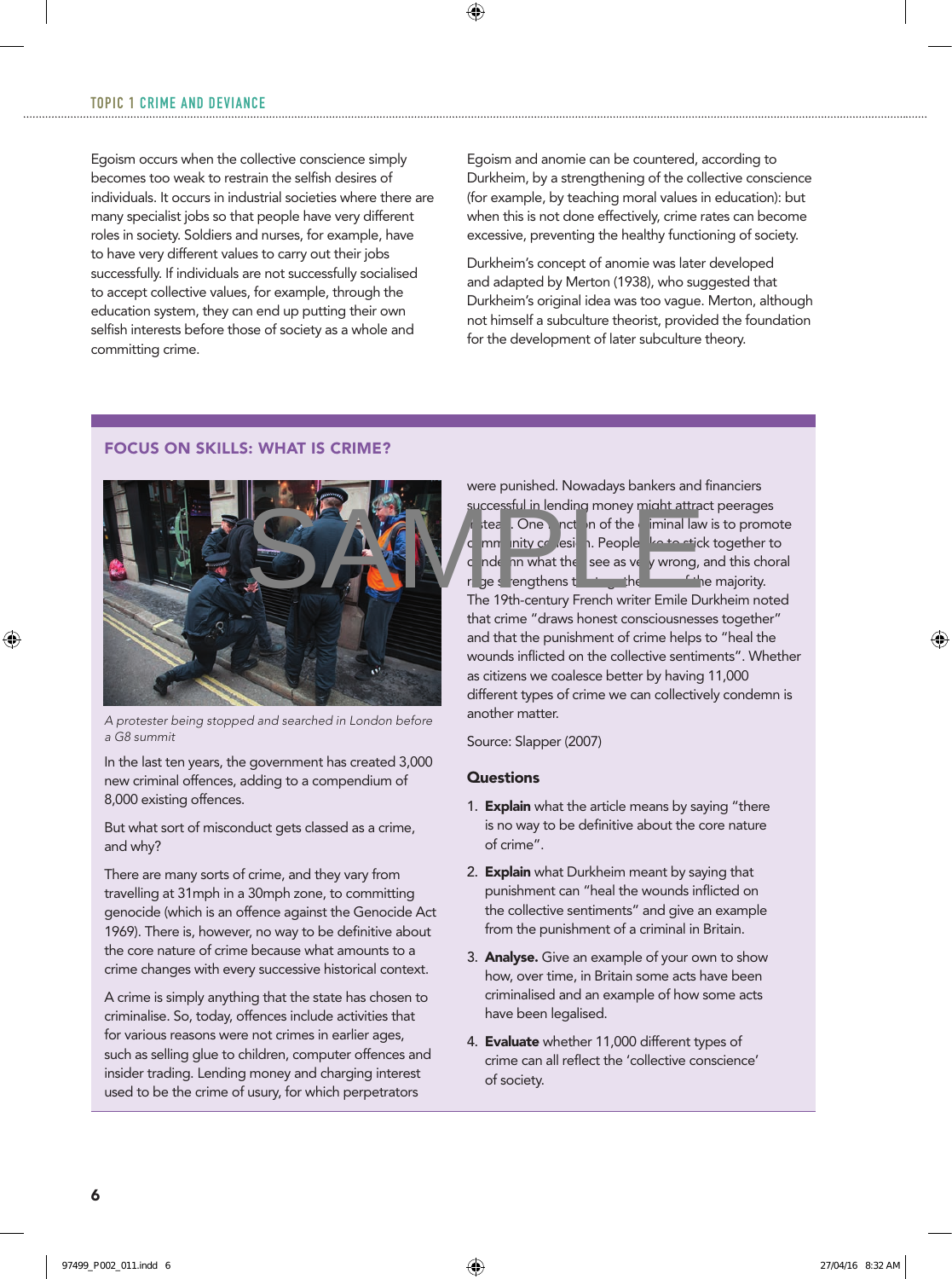Egoism occurs when the collective conscience simply becomes too weak to restrain the selfish desires of individuals. It occurs in industrial societies where there are many specialist jobs so that people have very different roles in society. Soldiers and nurses, for example, have to have very different values to carry out their jobs successfully. If individuals are not successfully socialised to accept collective values, for example, through the education system, they can end up putting their own selfish interests before those of society as a whole and committing crime.

Egoism and anomie can be countered, according to Durkheim, by a strengthening of the collective conscience (for example, by teaching moral values in education): but when this is not done effectively, crime rates can become excessive, preventing the healthy functioning of society.

Durkheim's concept of anomie was later developed and adapted by Merton (1938), who suggested that Durkheim's original idea was too vague. Merton, although not himself a subculture theorist, provided the foundation for the development of later subculture theory.

## FOCUS ON SKILLS: WHAT IS CRIME?

*A protester being stopped and searched in London before a G8 summit*

In the last ten years, the government has created 3,000 new criminal offences, adding to a compendium of 8,000 existing offences.

But what sort of misconduct gets classed as a crime, and why?

There are many sorts of crime, and they vary from travelling at 31mph in a 30mph zone, to committing genocide (which is an offence against the Genocide Act 1969). There is, however, no way to be definitive about the core nature of crime because what amounts to a crime changes with every successive historical context.

A crime is simply anything that the state has chosen to criminalise. So, today, offences include activities that for various reasons were not crimes in earlier ages, such as selling glue to children, computer offences and insider trading. Lending money and charging interest used to be the crime of usury, for which perpetrators were punished. Nowadays bankers and financiers successful in lending money might attract peerages instead. One function of the criminal law is to promote community cohesion. People like to stick together to condemn what they see as very wrong, and this choral rage strengthens the bonds of the majority. The 19th-century French writer Emile Durkheim noted that crime "draws honest consciousnesses together" and that the punishment of crime helps to "heal the wounds inflicted on the collective sentiments". Whether as citizens we coalesce better by having 11,000 different types of crime we can collectively condemn is another matter.

Source: Slapper (2007)

### Questions

1. **Explain** what the article means by saying "there is no way to be definitive about the core nature of crime".
2. **Explain** what Durkheim meant by saying that punishment can "heal the wounds inflicted on the collective sentiments" and give an example from the punishment of a criminal in Britain.
3. **Analyse.** Give an example of your own to show how, over time, in Britain some acts have been criminalised and an example of how some acts have been legalised.
4. **Evaluate** whether 11,000 different types of crime can all reflect the 'collective conscience' of society.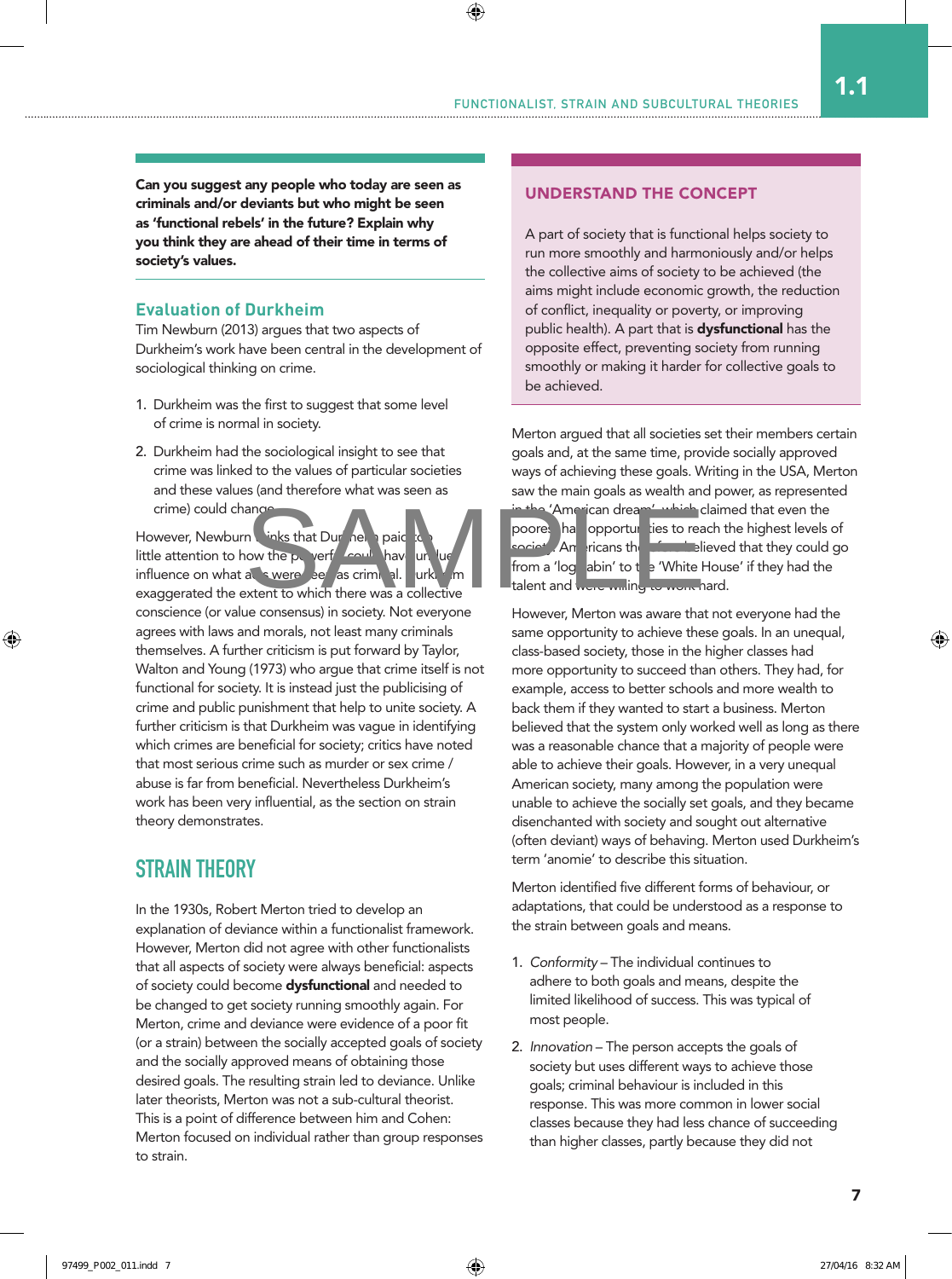**Can you suggest any people who today are seen as criminals and/or deviants but who might be seen as 'functional rebels' in the future? Explain why you think they are ahead of their time in terms of society's values.**

### Evaluation of Durkheim

Tim Newburn (2013) argues that two aspects of Durkheim's work have been central in the development of sociological thinking on crime.

1. Durkheim was the first to suggest that some level of crime is normal in society.
2. Durkheim had the sociological insight to see that crime was linked to the values of particular societies and these values (and therefore what was seen as crime) could change.

However, Newburn thinks that Durkheim paid too little attention to how the powerful could have undue influence on what acts were seen as criminal. Durkheim exaggerated the extent to which there was a collective conscience (or value consensus) in society. Not everyone agrees with laws and morals, not least many criminals themselves. A further criticism is put forward by Taylor, Walton and Young (1973) who argue that crime itself is not functional for society. It is instead just the publicising of crime and public punishment that help to unite society. A further criticism is that Durkheim was vague in identifying which crimes are beneficial for society; critics have noted that most serious crime such as murder or sex crime / abuse is far from beneficial. Nevertheless Durkheim's work has been very influential, as the section on strain theory demonstrates.

## STRAIN THEORY

In the 1930s, Robert Merton tried to develop an explanation of deviance within a functionalist framework. However, Merton did not agree with other functionalists that all aspects of society were always beneficial: aspects of society could become **dysfunctional** and needed to be changed to get society running smoothly again. For Merton, crime and deviance were evidence of a poor fit (or a strain) between the socially accepted goals of society and the socially approved means of obtaining those desired goals. The resulting strain led to deviance. Unlike later theorists, Merton was not a sub-cultural theorist. This is a point of difference between him and Cohen: Merton focused on individual rather than group responses to strain.

### UNDERSTAND THE CONCEPT

A part of society that is functional helps society to run more smoothly and harmoniously and/or helps the collective aims of society to be achieved (the aims might include economic growth, the reduction of conflict, inequality or poverty, or improving public health). A part that is **dysfunctional** has the opposite effect, preventing society from running smoothly or making it harder for collective goals to be achieved.

Merton argued that all societies set their members certain goals and, at the same time, provide socially approved ways of achieving these goals. Writing in the USA, Merton saw the main goals as wealth and power, as represented in the 'American dream', which claimed that even the poorest had opportunities to reach the highest levels of society. Americans therefore believed that they could go from a 'log cabin' to the 'White House' if they had the talent and were willing to work hard.

However, Merton was aware that not everyone had the same opportunity to achieve these goals. In an unequal, class-based society, those in the higher classes had more opportunity to succeed than others. They had, for example, access to better schools and more wealth to back them if they wanted to start a business. Merton believed that the system only worked well as long as there was a reasonable chance that a majority of people were able to achieve their goals. However, in a very unequal American society, many among the population were unable to achieve the socially set goals, and they became disenchanted with society and sought out alternative (often deviant) ways of behaving. Merton used Durkheim's term 'anomie' to describe this situation.

Merton identified five different forms of behaviour, or adaptations, that could be understood as a response to the strain between goals and means.

1. *Conformity* – The individual continues to adhere to both goals and means, despite the limited likelihood of success. This was typical of most people.
2. *Innovation* – The person accepts the goals of society but uses different ways to achieve those goals; criminal behaviour is included in this response. This was more common in lower social classes because they had less chance of succeeding than higher classes, partly because they did not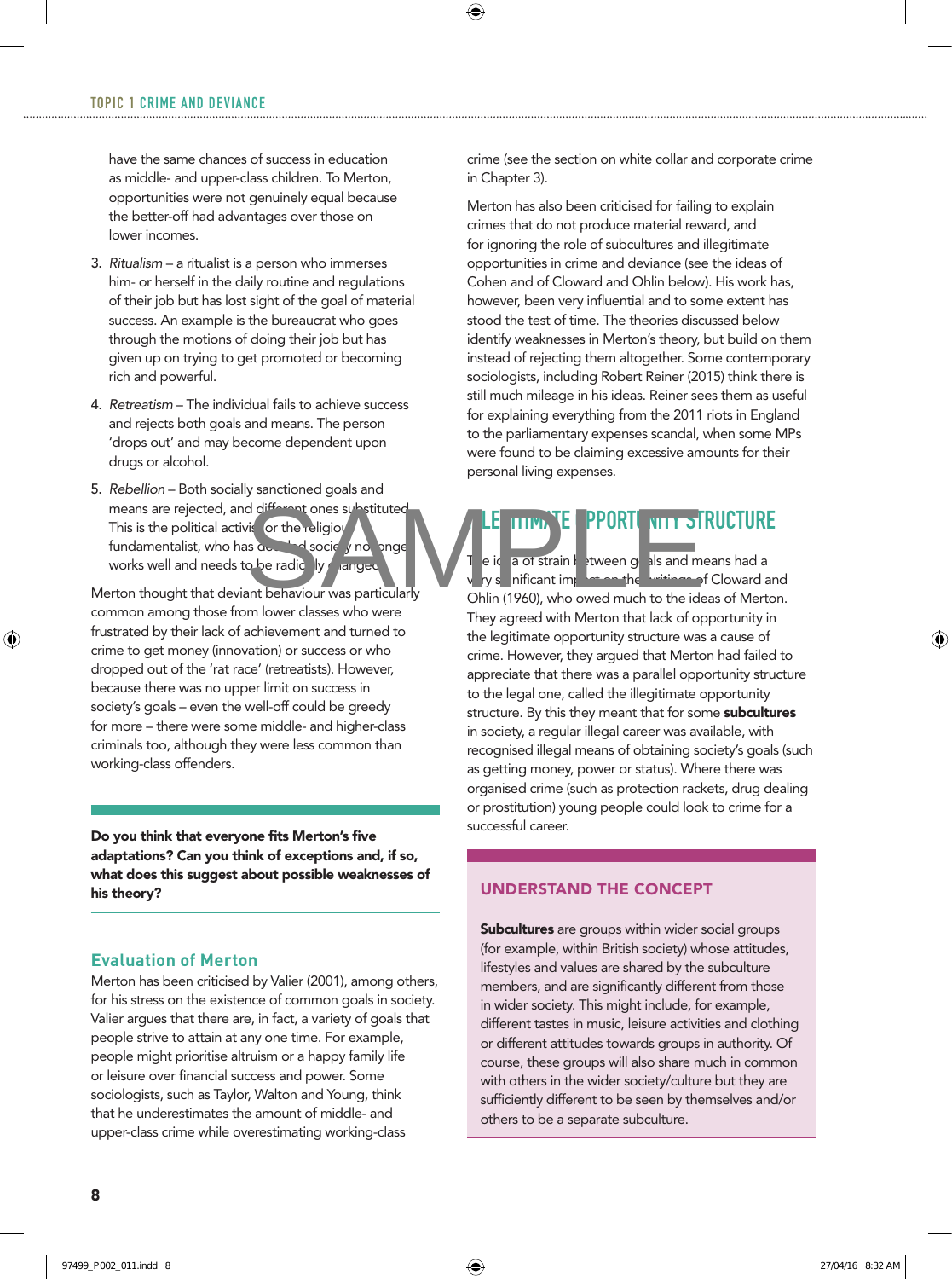have the same chances of success in education as middle- and upper-class children. To Merton, opportunities were not genuinely equal because the better-off had advantages over those on lower incomes.

3. *Ritualism* – a ritualist is a person who immerses him- or herself in the daily routine and regulations of their job but has lost sight of the goal of material success. An example is the bureaucrat who goes through the motions of doing their job but has given up on trying to get promoted or becoming rich and powerful.
4. *Retreatism* – The individual fails to achieve success and rejects both goals and means. The person 'drops out' and may become dependent upon drugs or alcohol.
5. *Rebellion* – Both socially sanctioned goals and means are rejected, and different ones substituted. This is the political activist or the religious fundamentalist, who has decided society no longer works well and needs to be radically changed.

Merton thought that deviant behaviour was particularly common among those from lower classes who were frustrated by their lack of achievement and turned to crime to get money (innovation) or success or who dropped out of the 'rat race' (retreatists). However, because there was no upper limit on success in society's goals – even the well-off could be greedy for more – there were some middle- and higher-class criminals too, although they were less common than working-class offenders.

**Do you think that everyone fits Merton's five adaptations? Can you think of exceptions and, if so, what does this suggest about possible weaknesses of his theory?**

### Evaluation of Merton

Merton has been criticised by Valier (2001), among others, for his stress on the existence of common goals in society. Valier argues that there are, in fact, a variety of goals that people strive to attain at any one time. For example, people might prioritise altruism or a happy family life or leisure over financial success and power. Some sociologists, such as Taylor, Walton and Young, think that he underestimates the amount of middle- and upper-class crime while overestimating working-class crime (see the section on white collar and corporate crime in Chapter 3).

Merton has also been criticised for failing to explain crimes that do not produce material reward, and for ignoring the role of subcultures and illegitimate opportunities in crime and deviance (see the ideas of Cohen and of Cloward and Ohlin below). His work has, however, been very influential and to some extent has stood the test of time. The theories discussed below identify weaknesses in Merton's theory, but build on them instead of rejecting them altogether. Some contemporary sociologists, including Robert Reiner (2015) think there is still much mileage in his ideas. Reiner sees them as useful for explaining everything from the 2011 riots in England to the parliamentary expenses scandal, when some MPs were found to be claiming excessive amounts for their personal living expenses.

## ILLEGITIMATE OPPORTUNITY STRUCTURE

The idea of strain between goals and means had a very significant impact on the writings of Cloward and Ohlin (1960), who owed much to the ideas of Merton. They agreed with Merton that lack of opportunity in the legitimate opportunity structure was a cause of crime. However, they argued that Merton had failed to appreciate that there was a parallel opportunity structure to the legal one, called the illegitimate opportunity structure. By this they meant that for some **subcultures** in society, a regular illegal career was available, with recognised illegal means of obtaining society's goals (such as getting money, power or status). Where there was organised crime (such as protection rackets, drug dealing or prostitution) young people could look to crime for a successful career.

### UNDERSTAND THE CONCEPT

**Subcultures** are groups within wider social groups (for example, within British society) whose attitudes, lifestyles and values are shared by the subculture members, and are significantly different from those in wider society. This might include, for example, different tastes in music, leisure activities and clothing or different attitudes towards groups in authority. Of course, these groups will also share much in common with others in the wider society/culture but they are sufficiently different to be seen by themselves and/or others to be a separate subculture.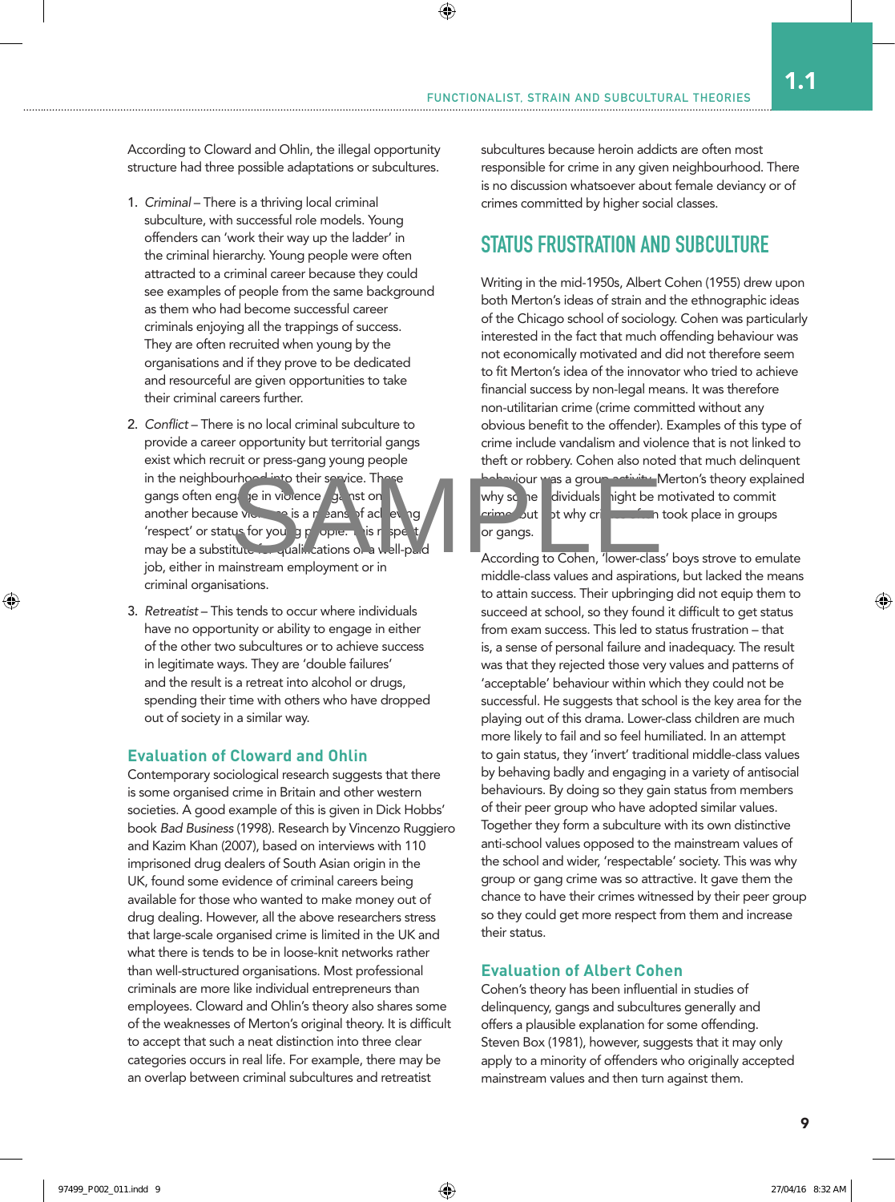According to Cloward and Ohlin, the illegal opportunity structure had three possible adaptations or subcultures.

1. *Criminal* – There is a thriving local criminal subculture, with successful role models. Young offenders can 'work their way up the ladder' in the criminal hierarchy. Young people were often attracted to a criminal career because they could see examples of people from the same background as them who had become successful career criminals enjoying all the trappings of success. They are often recruited when young by the organisations and if they prove to be dedicated and resourceful are given opportunities to take their criminal careers further.
2. *Conflict* – There is no local criminal subculture to provide a career opportunity but territorial gangs exist which recruit or press-gang young people in the neighbourhood into their service. These gangs often engage in violence against one another because violence is a means of achieving 'respect' or status for young people. This respect may be a substitute for qualifications or a well-paid job, either in mainstream employment or in criminal organisations.
3. *Retreatist* – This tends to occur where individuals have no opportunity or ability to engage in either of the other two subcultures or to achieve success in legitimate ways. They are 'double failures' and the result is a retreat into alcohol or drugs, spending their time with others who have dropped out of society in a similar way.

### Evaluation of Cloward and Ohlin

Contemporary sociological research suggests that there is some organised crime in Britain and other western societies. A good example of this is given in Dick Hobbs' book *Bad Business* (1998). Research by Vincenzo Ruggiero and Kazim Khan (2007), based on interviews with 110 imprisoned drug dealers of South Asian origin in the UK, found some evidence of criminal careers being available for those who wanted to make money out of drug dealing. However, all the above researchers stress that large-scale organised crime is limited in the UK and what there is tends to be in loose-knit networks rather than well-structured organisations. Most professional criminals are more like individual entrepreneurs than employees. Cloward and Ohlin's theory also shares some of the weaknesses of Merton's original theory. It is difficult to accept that such a neat distinction into three clear categories occurs in real life. For example, there may be an overlap between criminal subcultures and retreatist subcultures because heroin addicts are often most responsible for crime in any given neighbourhood. There is no discussion whatsoever about female deviancy or of crimes committed by higher social classes.

## STATUS FRUSTRATION AND SUBCULTURE

Writing in the mid-1950s, Albert Cohen (1955) drew upon both Merton's ideas of strain and the ethnographic ideas of the Chicago school of sociology. Cohen was particularly interested in the fact that much offending behaviour was not economically motivated and did not therefore seem to fit Merton's idea of the innovator who tried to achieve financial success by non-legal means. It was therefore non-utilitarian crime (crime committed without any obvious benefit to the offender). Examples of this type of crime include vandalism and violence that is not linked to theft or robbery. Cohen also noted that much delinquent behaviour was a group activity. Merton's theory explained why some individuals might be motivated to commit crime but not why crime often took place in groups or gangs.

According to Cohen, 'lower-class' boys strove to emulate middle-class values and aspirations, but lacked the means to attain success. Their upbringing did not equip them to succeed at school, so they found it difficult to get status from exam success. This led to status frustration – that is, a sense of personal failure and inadequacy. The result was that they rejected those very values and patterns of 'acceptable' behaviour within which they could not be successful. He suggests that school is the key area for the playing out of this drama. Lower-class children are much more likely to fail and so feel humiliated. In an attempt to gain status, they 'invert' traditional middle-class values by behaving badly and engaging in a variety of antisocial behaviours. By doing so they gain status from members of their peer group who have adopted similar values. Together they form a subculture with its own distinctive anti-school values opposed to the mainstream values of the school and wider, 'respectable' society. This was why group or gang crime was so attractive. It gave them the chance to have their crimes witnessed by their peer group so they could get more respect from them and increase their status.

### Evaluation of Albert Cohen

Cohen's theory has been influential in studies of delinquency, gangs and subcultures generally and offers a plausible explanation for some offending. Steven Box (1981), however, suggests that it may only apply to a minority of offenders who originally accepted mainstream values and then turn against them.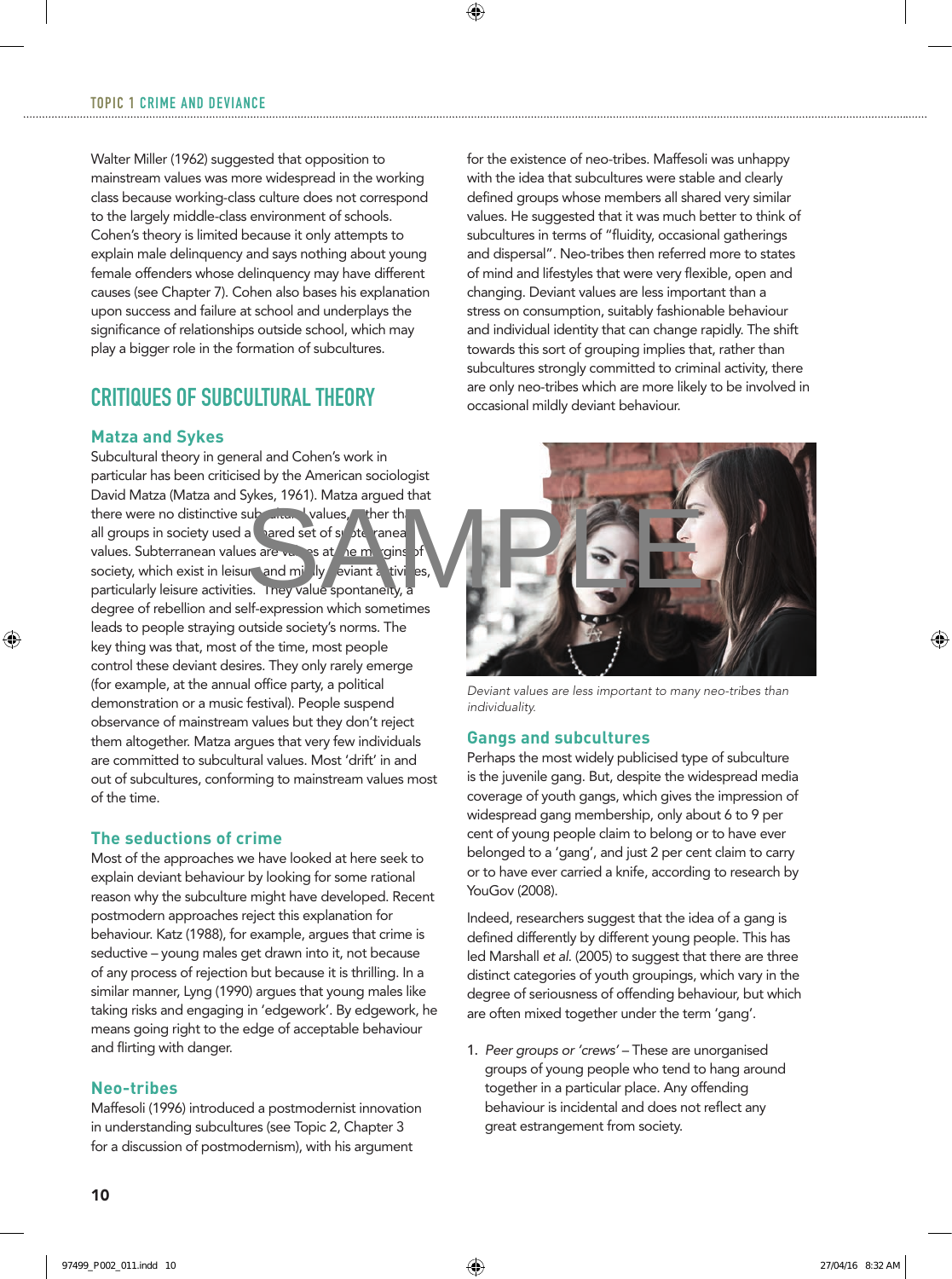Walter Miller (1962) suggested that opposition to mainstream values was more widespread in the working class because working-class culture does not correspond to the largely middle-class environment of schools. Cohen's theory is limited because it only attempts to explain male delinquency and says nothing about young female offenders whose delinquency may have different causes (see Chapter 7). Cohen also bases his explanation upon success and failure at school and underplays the significance of relationships outside school, which may play a bigger role in the formation of subcultures.

## CRITIQUES OF SUBCULTURAL THEORY

### Matza and Sykes

Subcultural theory in general and Cohen's work in particular has been criticised by the American sociologist David Matza (Matza and Sykes, 1961). Matza argued that there were no distinctive subcultural values, rather that all groups in society used a shared set of subterranean values. Subterranean values are values at the margins of society, which exist in leisure and mildly deviant activities, particularly leisure activities. They value spontaneity, a degree of rebellion and self-expression which sometimes leads to people straying outside society's norms. The key thing was that, most of the time, most people control these deviant desires. They only rarely emerge (for example, at the annual office party, a political demonstration or a music festival). People suspend observance of mainstream values but they don't reject them altogether. Matza argues that very few individuals are committed to subcultural values. Most 'drift' in and out of subcultures, conforming to mainstream values most of the time.

### The seductions of crime

Most of the approaches we have looked at here seek to explain deviant behaviour by looking for some rational reason why the subculture might have developed. Recent postmodern approaches reject this explanation for behaviour. Katz (1988), for example, argues that crime is seductive – young males get drawn into it, not because of any process of rejection but because it is thrilling. In a similar manner, Lyng (1990) argues that young males like taking risks and engaging in 'edgework'. By edgework, he means going right to the edge of acceptable behaviour and flirting with danger.

### Neo-tribes

Maffesoli (1996) introduced a postmodernist innovation in understanding subcultures (see Topic 2, Chapter 3 for a discussion of postmodernism), with his argument for the existence of neo-tribes. Maffesoli was unhappy with the idea that subcultures were stable and clearly defined groups whose members all shared very similar values. He suggested that it was much better to think of subcultures in terms of "fluidity, occasional gatherings and dispersal". Neo-tribes then referred more to states of mind and lifestyles that were very flexible, open and changing. Deviant values are less important than a stress on consumption, suitably fashionable behaviour and individual identity that can change rapidly. The shift towards this sort of grouping implies that, rather than subcultures strongly committed to criminal activity, there are only neo-tribes which are more likely to be involved in occasional mildly deviant behaviour.

*Deviant values are less important to many neo-tribes than individuality.*

### Gangs and subcultures

Perhaps the most widely publicised type of subculture is the juvenile gang. But, despite the widespread media coverage of youth gangs, which gives the impression of widespread gang membership, only about 6 to 9 per cent of young people claim to belong or to have ever belonged to a 'gang', and just 2 per cent claim to carry or to have ever carried a knife, according to research by YouGov (2008).

Indeed, researchers suggest that the idea of a gang is defined differently by different young people. This has led Marshall *et al.* (2005) to suggest that there are three distinct categories of youth groupings, which vary in the degree of seriousness of offending behaviour, but which are often mixed together under the term 'gang'.

1. *Peer groups or 'crews'* – These are unorganised groups of young people who tend to hang around together in a particular place. Any offending behaviour is incidental and does not reflect any great estrangement from society.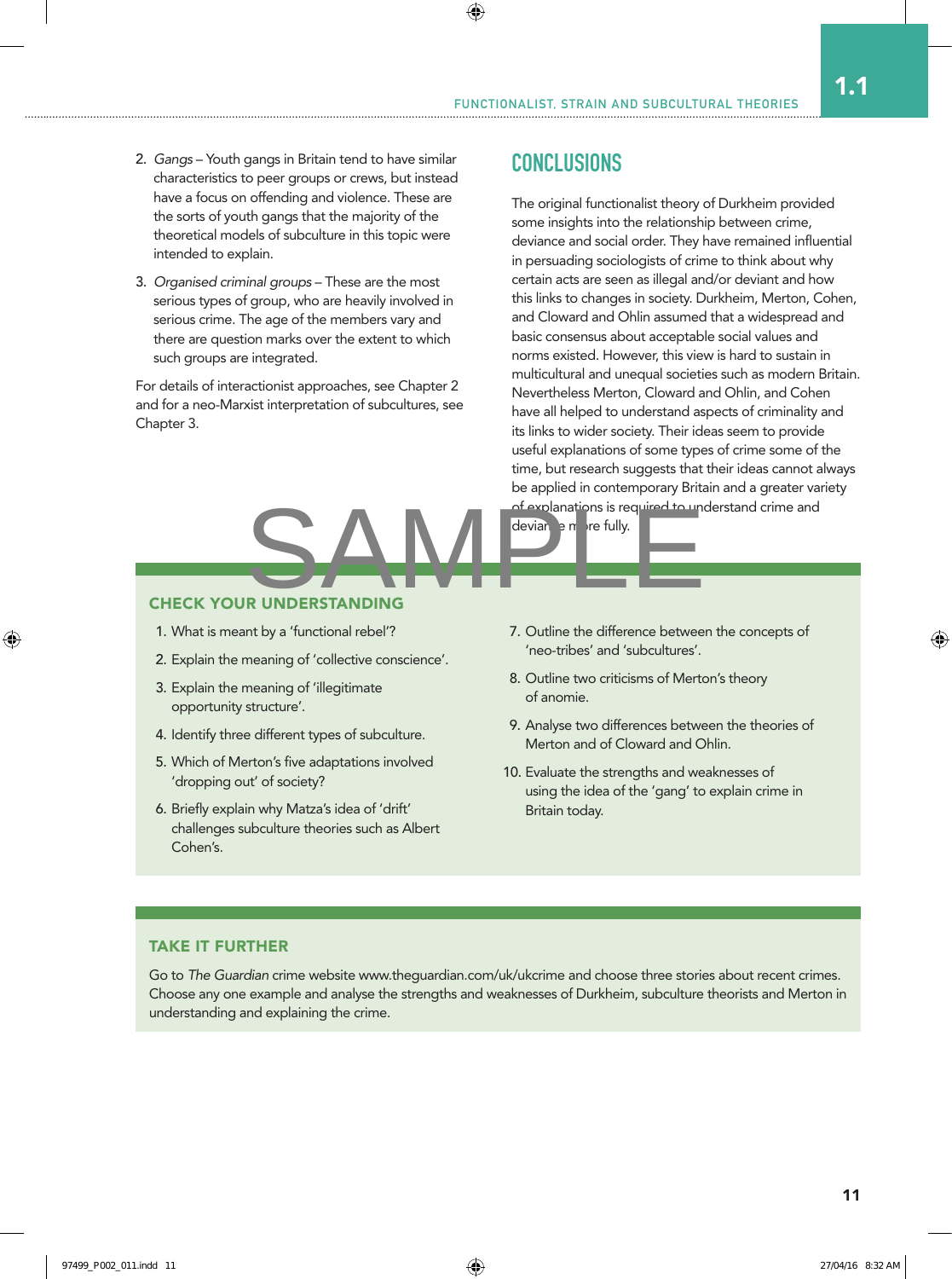2. *Gangs* – Youth gangs in Britain tend to have similar characteristics to peer groups or crews, but instead have a focus on offending and violence. These are the sorts of youth gangs that the majority of the theoretical models of subculture in this topic were intended to explain.

3. *Organised criminal groups* – These are the most serious types of group, who are heavily involved in serious crime. The age of the members vary and there are question marks over the extent to which such groups are integrated.

For details of interactionist approaches, see Chapter 2 and for a neo-Marxist interpretation of subcultures, see Chapter 3.

## CONCLUSIONS

The original functionalist theory of Durkheim provided some insights into the relationship between crime, deviance and social order. They have remained influential in persuading sociologists of crime to think about why certain acts are seen as illegal and/or deviant and how this links to changes in society. Durkheim, Merton, Cohen, and Cloward and Ohlin assumed that a widespread and basic consensus about acceptable social values and norms existed. However, this view is hard to sustain in multicultural and unequal societies such as modern Britain. Nevertheless Merton, Cloward and Ohlin, and Cohen have all helped to understand aspects of criminality and its links to wider society. Their ideas seem to provide useful explanations of some types of crime some of the time, but research suggests that their ideas cannot always be applied in contemporary Britain and a greater variety of explanations is required to understand crime and deviance more fully.

### CHECK YOUR UNDERSTANDING

1. What is meant by a 'functional rebel'?
2. Explain the meaning of 'collective conscience'.
3. Explain the meaning of 'illegitimate opportunity structure'.
4. Identify three different types of subculture.
5. Which of Merton's five adaptations involved 'dropping out' of society?
6. Briefly explain why Matza's idea of 'drift' challenges subculture theories such as Albert Cohen's.
7. Outline the difference between the concepts of 'neo-tribes' and 'subcultures'.
8. Outline two criticisms of Merton's theory of anomie.
9. Analyse two differences between the theories of Merton and of Cloward and Ohlin.
10. Evaluate the strengths and weaknesses of using the idea of the 'gang' to explain crime in Britain today.

### TAKE IT FURTHER

Go to *The Guardian* crime website www.theguardian.com/uk/ukcrime and choose three stories about recent crimes. Choose any one example and analyse the strengths and weaknesses of Durkheim, subculture theorists and Merton in understanding and explaining the crime.